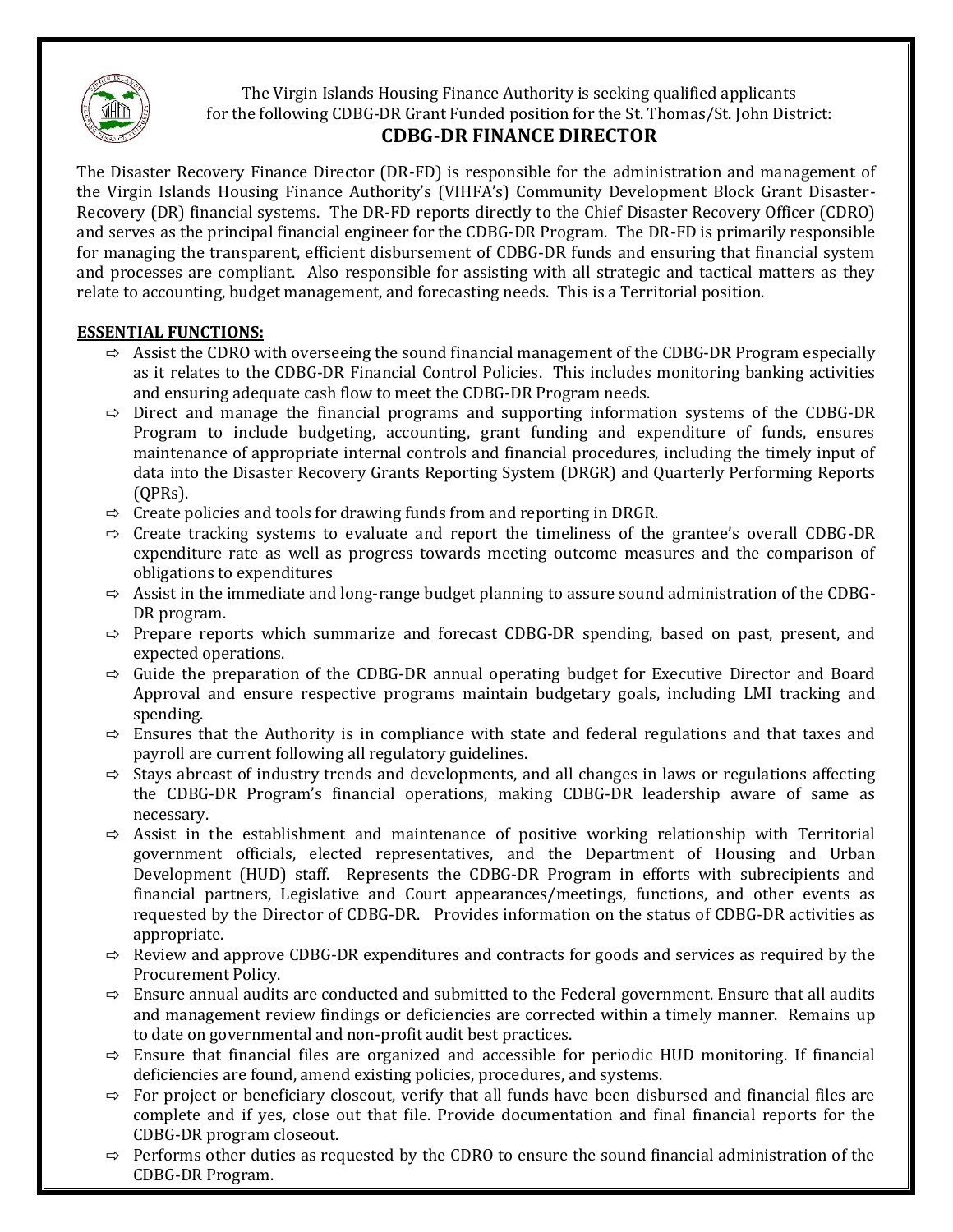The Virgin Islands Housing Finance Authority is seeking qualified applicants for the following CDBG-DR Grant Funded position for the St. Thomas/St. John District:

# CDBG-DR FINANCE DIRECTOR

The Disaster Recovery Finance Director (DR-FD) is responsible for the administration and management of the Virgin Islands Housing Finance Authority's (VIHFA's) Community Development Block Grant Disaster-Recovery (DR) financial systems. The DR-FD reports directly to the Chief Disaster Recovery Officer (CDRO) and serves as the principal financial engineer for the CDBG-DR Program. The DR-FD is primarily responsible for managing the transparent, efficient disbursement of CDBG-DR funds and ensuring that financial system and processes are compliant. Also responsible for assisting with all strategic and tactical matters as they relate to accounting, budget management, and forecasting needs. This is a Territorial position.

**ESSENTIAL FUNCTIONS:**

- ⇨ Assist the CDRO with overseeing the sound financial management of the CDBG-DR Program especially as it relates to the CDBG-DR Financial Control Policies. This includes monitoring banking activities and ensuring adequate cash flow to meet the CDBG-DR Program needs.
- ⇨ Direct and manage the financial programs and supporting information systems of the CDBG-DR Program to include budgeting, accounting, grant funding and expenditure of funds, ensures maintenance of appropriate internal controls and financial procedures, including the timely input of data into the Disaster Recovery Grants Reporting System (DRGR) and Quarterly Performing Reports (QPRs).
- ⇨ Create policies and tools for drawing funds from and reporting in DRGR.
- ⇨ Create tracking systems to evaluate and report the timeliness of the grantee's overall CDBG-DR expenditure rate as well as progress towards meeting outcome measures and the comparison of obligations to expenditures
- ⇨ Assist in the immediate and long-range budget planning to assure sound administration of the CDBG-DR program.
- ⇨ Prepare reports which summarize and forecast CDBG-DR spending, based on past, present, and expected operations.
- ⇨ Guide the preparation of the CDBG-DR annual operating budget for Executive Director and Board Approval and ensure respective programs maintain budgetary goals, including LMI tracking and spending.
- ⇨ Ensures that the Authority is in compliance with state and federal regulations and that taxes and payroll are current following all regulatory guidelines.
- ⇨ Stays abreast of industry trends and developments, and all changes in laws or regulations affecting the CDBG-DR Program's financial operations, making CDBG-DR leadership aware of same as necessary.
- ⇨ Assist in the establishment and maintenance of positive working relationship with Territorial government officials, elected representatives, and the Department of Housing and Urban Development (HUD) staff. Represents the CDBG-DR Program in efforts with subrecipients and financial partners, Legislative and Court appearances/meetings, functions, and other events as requested by the Director of CDBG-DR. Provides information on the status of CDBG-DR activities as appropriate.
- ⇨ Review and approve CDBG-DR expenditures and contracts for goods and services as required by the Procurement Policy.
- ⇨ Ensure annual audits are conducted and submitted to the Federal government. Ensure that all audits and management review findings or deficiencies are corrected within a timely manner. Remains up to date on governmental and non-profit audit best practices.
- ⇨ Ensure that financial files are organized and accessible for periodic HUD monitoring. If financial deficiencies are found, amend existing policies, procedures, and systems.
- ⇨ For project or beneficiary closeout, verify that all funds have been disbursed and financial files are complete and if yes, close out that file. Provide documentation and final financial reports for the CDBG-DR program closeout.
- ⇨ Performs other duties as requested by the CDRO to ensure the sound financial administration of the CDBG-DR Program.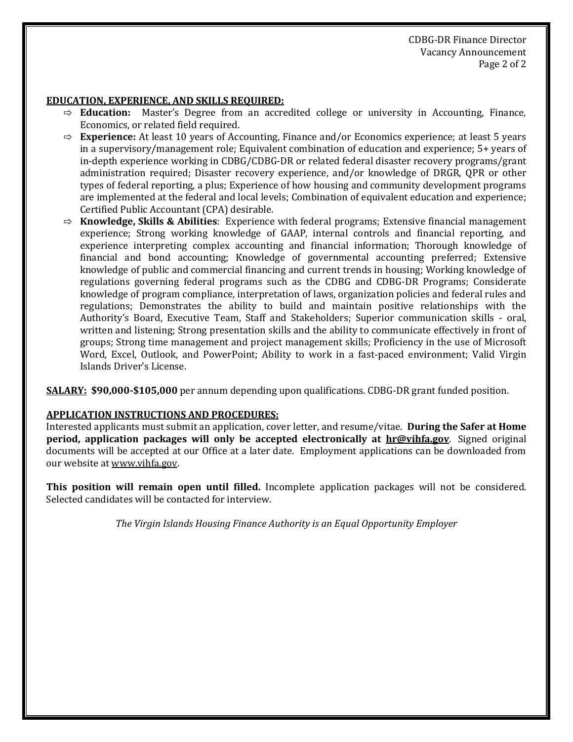**EDUCATION, EXPERIENCE, AND SKILLS REQUIRED:**

- **Education:** Master's Degree from an accredited college or university in Accounting, Finance, Economics, or related field required.
- **Experience:** At least 10 years of Accounting, Finance and/or Economics experience; at least 5 years in a supervisory/management role; Equivalent combination of education and experience; 5+ years of in-depth experience working in CDBG/CDBG-DR or related federal disaster recovery programs/grant administration required; Disaster recovery experience, and/or knowledge of DRGR, QPR or other types of federal reporting, a plus; Experience of how housing and community development programs are implemented at the federal and local levels; Combination of equivalent education and experience; Certified Public Accountant (CPA) desirable.
- **Knowledge, Skills & Abilities**: Experience with federal programs; Extensive financial management experience; Strong working knowledge of GAAP, internal controls and financial reporting, and experience interpreting complex accounting and financial information; Thorough knowledge of financial and bond accounting; Knowledge of governmental accounting preferred; Extensive knowledge of public and commercial financing and current trends in housing; Working knowledge of regulations governing federal programs such as the CDBG and CDBG-DR Programs; Considerate knowledge of program compliance, interpretation of laws, organization policies and federal rules and regulations; Demonstrates the ability to build and maintain positive relationships with the Authority's Board, Executive Team, Staff and Stakeholders; Superior communication skills - oral, written and listening; Strong presentation skills and the ability to communicate effectively in front of groups; Strong time management and project management skills; Proficiency in the use of Microsoft Word, Excel, Outlook, and PowerPoint; Ability to work in a fast-paced environment; Valid Virgin Islands Driver's License.

**SALARY: $90,000-$105,000** per annum depending upon qualifications. CDBG-DR grant funded position.

**APPLICATION INSTRUCTIONS AND PROCEDURES:**

Interested applicants must submit an application, cover letter, and resume/vitae. **During the Safer at Home period, application packages will only be accepted electronically at hr@vihfa.gov**. Signed original documents will be accepted at our Office at a later date. Employment applications can be downloaded from our website at www.vihfa.gov.

**This position will remain open until filled.** Incomplete application packages will not be considered. Selected candidates will be contacted for interview.

*The Virgin Islands Housing Finance Authority is an Equal Opportunity Employer*